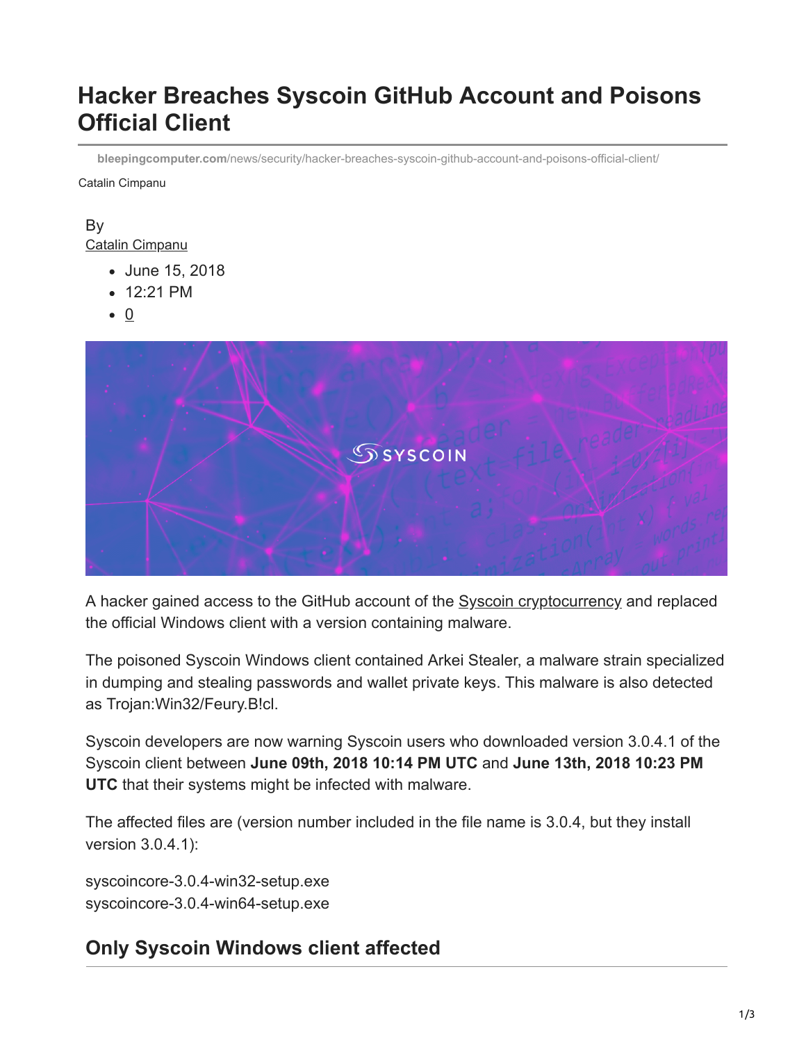# Hacker Breaches Syscoin GitHub Account and Poisons Official Client

bleepingcomputer.com/news/security/hacker-breaches-syscoin-github-account-and-poisons-official-client/

Catalin Cimpanu

By
Catalin Cimpanu

- June 15, 2018
- 12:21 PM
- 0

A hacker gained access to the GitHub account of the Syscoin cryptocurrency and replaced the official Windows client with a version containing malware.

The poisoned Syscoin Windows client contained Arkei Stealer, a malware strain specialized in dumping and stealing passwords and wallet private keys. This malware is also detected as Trojan:Win32/Feury.B!cl.

Syscoin developers are now warning Syscoin users who downloaded version 3.0.4.1 of the Syscoin client between **June 09th, 2018 10:14 PM UTC** and **June 13th, 2018 10:23 PM UTC** that their systems might be infected with malware.

The affected files are (version number included in the file name is 3.0.4, but they install version 3.0.4.1):

syscoincore-3.0.4-win32-setup.exe
syscoincore-3.0.4-win64-setup.exe

## Only Syscoin Windows client affected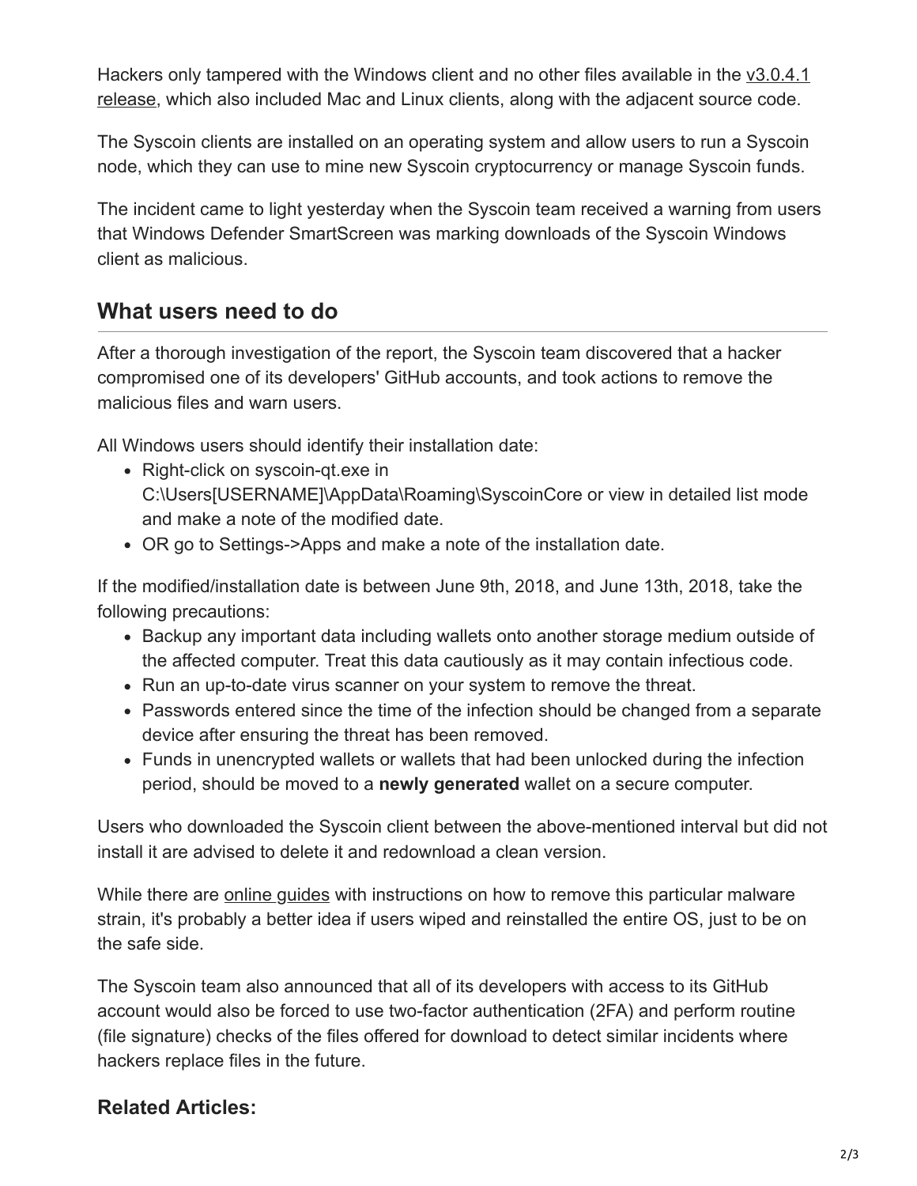Hackers only tampered with the Windows client and no other files available in the v3.0.4.1 release, which also included Mac and Linux clients, along with the adjacent source code.

The Syscoin clients are installed on an operating system and allow users to run a Syscoin node, which they can use to mine new Syscoin cryptocurrency or manage Syscoin funds.

The incident came to light yesterday when the Syscoin team received a warning from users that Windows Defender SmartScreen was marking downloads of the Syscoin Windows client as malicious.

## What users need to do

After a thorough investigation of the report, the Syscoin team discovered that a hacker compromised one of its developers' GitHub accounts, and took actions to remove the malicious files and warn users.

All Windows users should identify their installation date:

- Right-click on syscoin-qt.exe in C:\Users[USERNAME]\AppData\Roaming\SyscoinCore or view in detailed list mode and make a note of the modified date.
- OR go to Settings->Apps and make a note of the installation date.

If the modified/installation date is between June 9th, 2018, and June 13th, 2018, take the following precautions:

- Backup any important data including wallets onto another storage medium outside of the affected computer. Treat this data cautiously as it may contain infectious code.
- Run an up-to-date virus scanner on your system to remove the threat.
- Passwords entered since the time of the infection should be changed from a separate device after ensuring the threat has been removed.
- Funds in unencrypted wallets or wallets that had been unlocked during the infection period, should be moved to a **newly generated** wallet on a secure computer.

Users who downloaded the Syscoin client between the above-mentioned interval but did not install it are advised to delete it and redownload a clean version.

While there are online guides with instructions on how to remove this particular malware strain, it's probably a better idea if users wiped and reinstalled the entire OS, just to be on the safe side.

The Syscoin team also announced that all of its developers with access to its GitHub account would also be forced to use two-factor authentication (2FA) and perform routine (file signature) checks of the files offered for download to detect similar incidents where hackers replace files in the future.

### Related Articles: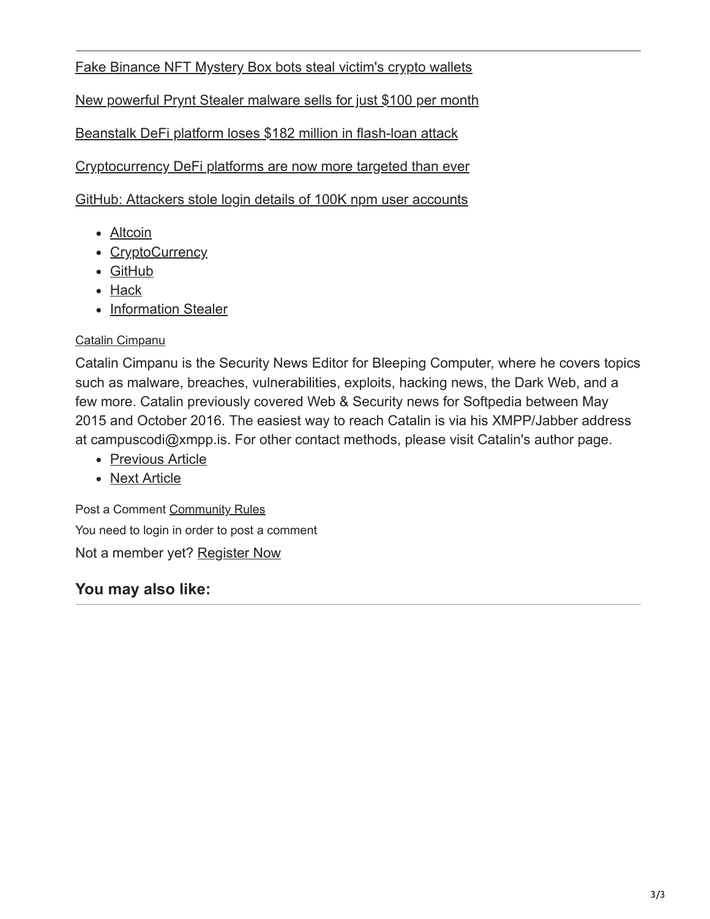Fake Binance NFT Mystery Box bots steal victim's crypto wallets

New powerful Prynt Stealer malware sells for just $100 per month

Beanstalk DeFi platform loses $182 million in flash-loan attack

Cryptocurrency DeFi platforms are now more targeted than ever

GitHub: Attackers stole login details of 100K npm user accounts

- Altcoin
- CryptoCurrency
- GitHub
- Hack
- Information Stealer

Catalin Cimpanu

Catalin Cimpanu is the Security News Editor for Bleeping Computer, where he covers topics such as malware, breaches, vulnerabilities, exploits, hacking news, the Dark Web, and a few more. Catalin previously covered Web & Security news for Softpedia between May 2015 and October 2016. The easiest way to reach Catalin is via his XMPP/Jabber address at campuscodi@xmpp.is. For other contact methods, please visit Catalin's author page.

- Previous Article
- Next Article

Post a Comment Community Rules

You need to login in order to post a comment

Not a member yet? Register Now

### You may also like: